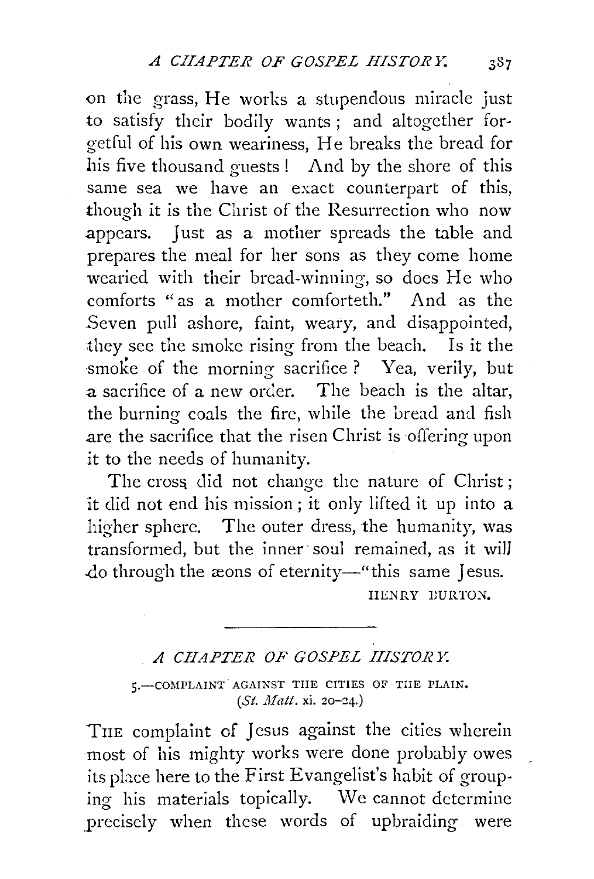on the grass, He works a stupendous miracle just to satisfy their bodily wants; and altogether forgetful of his own weariness, He breaks the bread for his five thousand guests! And by the shore of this same sea we have an exact counterpart of this, though it is the Christ of the Resurrection who now appears. Just as a mother spreads the table and prepares the meal for her sons as they come home wearied with their bread-winning, so does He who comforts "as a mother comforteth." And as the Seven pull ashore, faint, weary, and disappointed, they see the smoke rising from the beach. Is it the smoke of the morning sacrifice? Yea, verily, but a sacrifice of a new order. The beach is the altar, the burning coals the fire, while the bread and fish are the sacrifice that the risen Christ is offering upon it to the needs of humanity.

The cross did not change the nature of Christ; it did not end his mission; it only lifted it up into a higher sphere. The outer dress, the humanity, was transformed, but the inner soul remained, as it will do through the æons of eternity—"this same Jesus.

HENRY BURTON.

---

## *A CHAPTER OF GOSPEL HISTORY.*

### 5.—COMPLAINT AGAINST THE CITIES OF THE PLAIN.
(*St. Matt.* xi. 20–24.)

THE complaint of Jesus against the cities wherein most of his mighty works were done probably owes its place here to the First Evangelist's habit of grouping his materials topically. We cannot determine precisely when these words of upbraiding were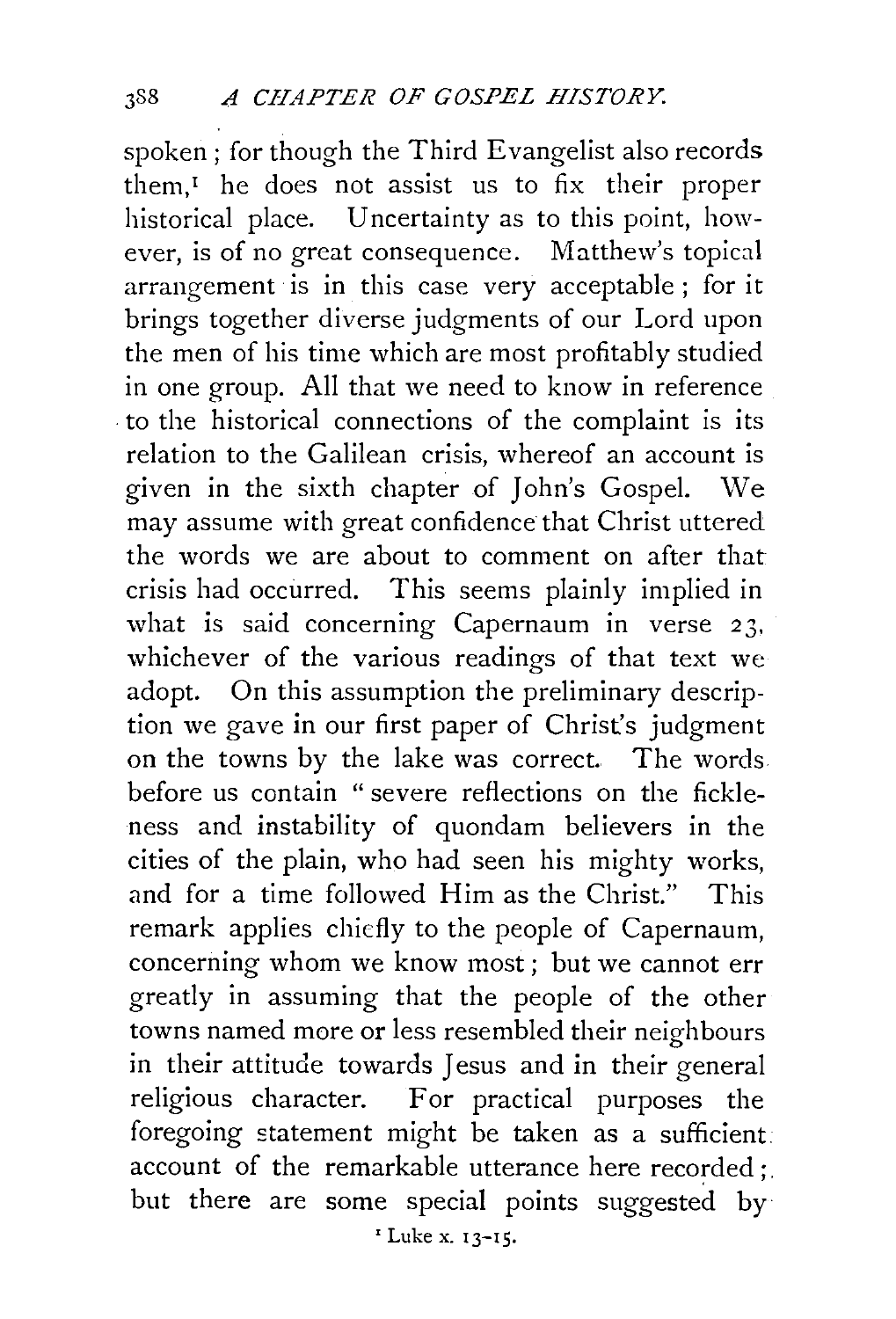spoken; for though the Third Evangelist also records them,[1] he does not assist us to fix their proper historical place. Uncertainty as to this point, however, is of no great consequence. Matthew's topical arrangement is in this case very acceptable; for it brings together diverse judgments of our Lord upon the men of his time which are most profitably studied in one group. All that we need to know in reference to the historical connections of the complaint is its relation to the Galilean crisis, whereof an account is given in the sixth chapter of John's Gospel. We may assume with great confidence that Christ uttered the words we are about to comment on after that crisis had occurred. This seems plainly implied in what is said concerning Capernaum in verse 23, whichever of the various readings of that text we adopt. On this assumption the preliminary description we gave in our first paper of Christ's judgment on the towns by the lake was correct. The words before us contain "severe reflections on the fickleness and instability of quondam believers in the cities of the plain, who had seen his mighty works, and for a time followed Him as the Christ." This remark applies chiefly to the people of Capernaum, concerning whom we know most; but we cannot err greatly in assuming that the people of the other towns named more or less resembled their neighbours in their attitude towards Jesus and in their general religious character. For practical purposes the foregoing statement might be taken as a sufficient account of the remarkable utterance here recorded; but there are some special points suggested by

[1] Luke x. 13-15.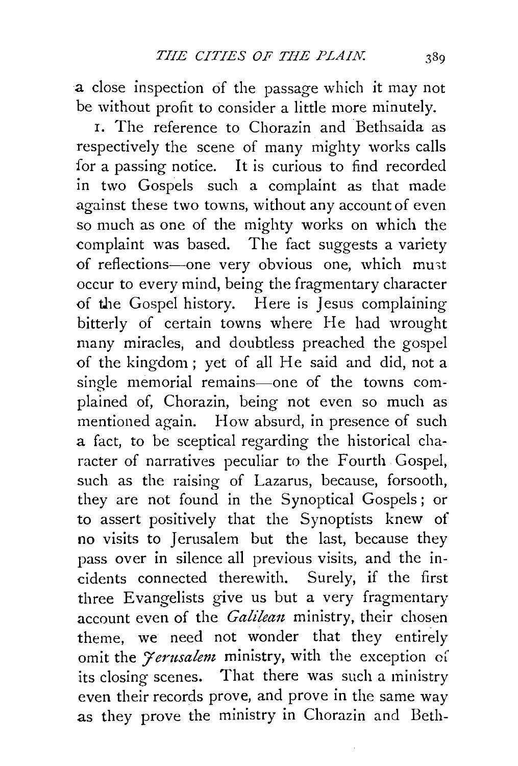a close inspection of the passage which it may not be without profit to consider a little more minutely.

1. The reference to Chorazin and Bethsaida as respectively the scene of many mighty works calls for a passing notice. It is curious to find recorded in two Gospels such a complaint as that made against these two towns, without any account of even so much as one of the mighty works on which the complaint was based. The fact suggests a variety of reflections—one very obvious one, which must occur to every mind, being the fragmentary character of the Gospel history. Here is Jesus complaining bitterly of certain towns where He had wrought many miracles, and doubtless preached the gospel of the kingdom; yet of all He said and did, not a single memorial remains—one of the towns complained of, Chorazin, being not even so much as mentioned again. How absurd, in presence of such a fact, to be sceptical regarding the historical character of narratives peculiar to the Fourth Gospel, such as the raising of Lazarus, because, forsooth, they are not found in the Synoptical Gospels; or to assert positively that the Synoptists knew of no visits to Jerusalem but the last, because they pass over in silence all previous visits, and the incidents connected therewith. Surely, if the first three Evangelists give us but a very fragmentary account even of the *Galilean* ministry, their chosen theme, we need not wonder that they entirely omit the *Jerusalem* ministry, with the exception of its closing scenes. That there was such a ministry even their records prove, and prove in the same way as they prove the ministry in Chorazin and Beth-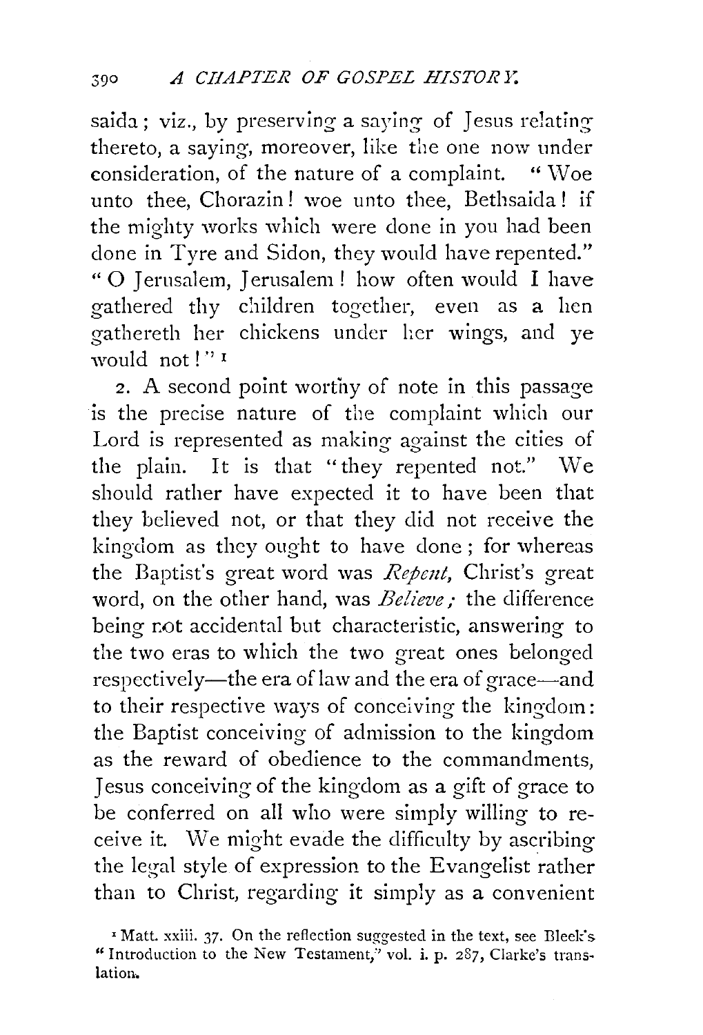saida; viz., by preserving a saying of Jesus relating thereto, a saying, moreover, like the one now under consideration, of the nature of a complaint. "Woe unto thee, Chorazin! woe unto thee, Bethsaida! if the mighty works which were done in you had been done in Tyre and Sidon, they would have repented." "O Jerusalem, Jerusalem! how often would I have gathered thy children together, even as a hen gathereth her chickens under her wings, and ye would not!"[1]

2. A second point worthy of note in this passage is the precise nature of the complaint which our Lord is represented as making against the cities of the plain. It is that "they repented not." We should rather have expected it to have been that they believed not, or that they did not receive the kingdom as they ought to have done; for whereas the Baptist's great word was *Repent*, Christ's great word, on the other hand, was *Believe;* the difference being not accidental but characteristic, answering to the two eras to which the two great ones belonged respectively—the era of law and the era of grace—and to their respective ways of conceiving the kingdom: the Baptist conceiving of admission to the kingdom as the reward of obedience to the commandments, Jesus conceiving of the kingdom as a gift of grace to be conferred on all who were simply willing to receive it. We might evade the difficulty by ascribing the legal style of expression to the Evangelist rather than to Christ, regarding it simply as a convenient

[1] Matt. xxiii. 37. On the reflection suggested in the text, see Bleek's "Introduction to the New Testament," vol. i. p. 287, Clarke's translation.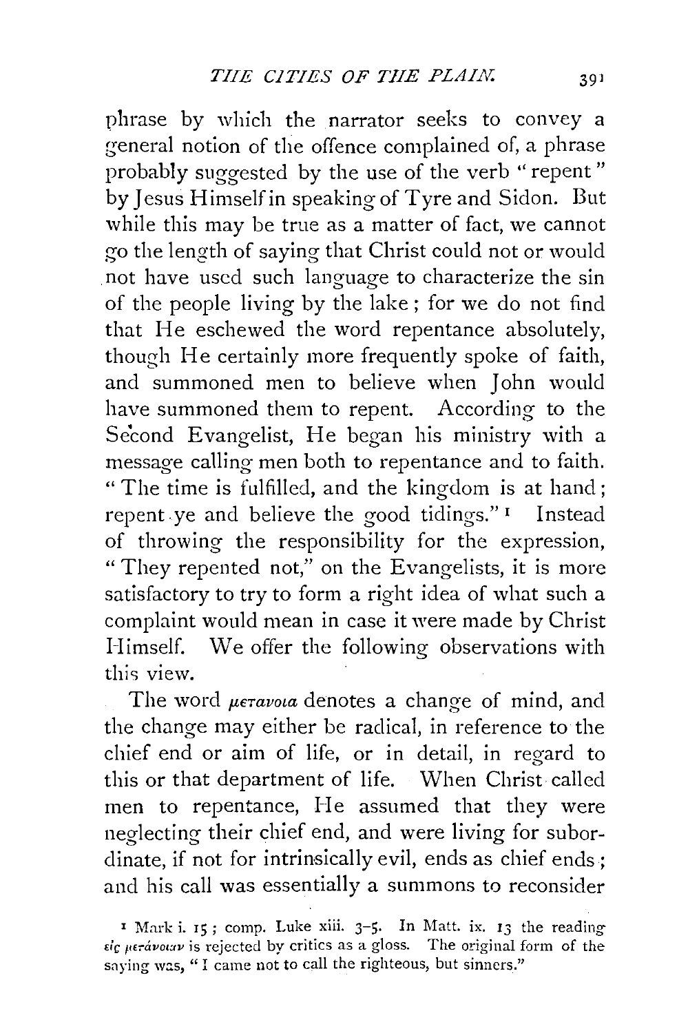phrase by which the narrator seeks to convey a general notion of the offence complained of, a phrase probably suggested by the use of the verb "repent" by Jesus Himself in speaking of Tyre and Sidon. But while this may be true as a matter of fact, we cannot go the length of saying that Christ could not or would not have used such language to characterize the sin of the people living by the lake; for we do not find that He eschewed the word repentance absolutely, though He certainly more frequently spoke of faith, and summoned men to believe when John would have summoned them to repent. According to the Second Evangelist, He began his ministry with a message calling men both to repentance and to faith. "The time is fulfilled, and the kingdom is at hand; repent ye and believe the good tidings."[1] Instead of throwing the responsibility for the expression, "They repented not," on the Evangelists, it is more satisfactory to try to form a right idea of what such a complaint would mean in case it were made by Christ Himself. We offer the following observations with this view.

The word *μετανοια* denotes a change of mind, and the change may either be radical, in reference to the chief end or aim of life, or in detail, in regard to this or that department of life. When Christ called men to repentance, He assumed that they were neglecting their chief end, and were living for subordinate, if not for intrinsically evil, ends as chief ends; and his call was essentially a summons to reconsider

[1] Mark i. 15; comp. Luke xiii. 3-5. In Matt. ix. 13 the reading εἰς μετάνοιαν is rejected by critics as a gloss. The original form of the saying was, "I came not to call the righteous, but sinners."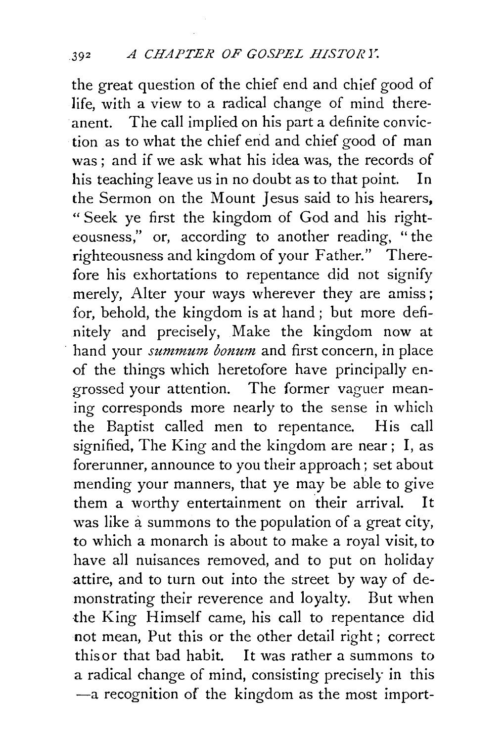the great question of the chief end and chief good of life, with a view to a radical change of mind thereanent. The call implied on his part a definite conviction as to what the chief end and chief good of man was; and if we ask what his idea was, the records of his teaching leave us in no doubt as to that point. In the Sermon on the Mount Jesus said to his hearers, "Seek ye first the kingdom of God and his righteousness," or, according to another reading, "the righteousness and kingdom of your Father." Therefore his exhortations to repentance did not signify merely, Alter your ways wherever they are amiss; for, behold, the kingdom is at hand; but more definitely and precisely, Make the kingdom now at hand your *summum bonum* and first concern, in place of the things which heretofore have principally engrossed your attention. The former vaguer meaning corresponds more nearly to the sense in which the Baptist called men to repentance. His call signified, The King and the kingdom are near; I, as forerunner, announce to you their approach; set about mending your manners, that ye may be able to give them a worthy entertainment on their arrival. It was like a summons to the population of a great city, to which a monarch is about to make a royal visit, to have all nuisances removed, and to put on holiday attire, and to turn out into the street by way of demonstrating their reverence and loyalty. But when the King Himself came, his call to repentance did not mean, Put this or the other detail right; correct this or that bad habit. It was rather a summons to a radical change of mind, consisting precisely in this —a recognition of the kingdom as the most import-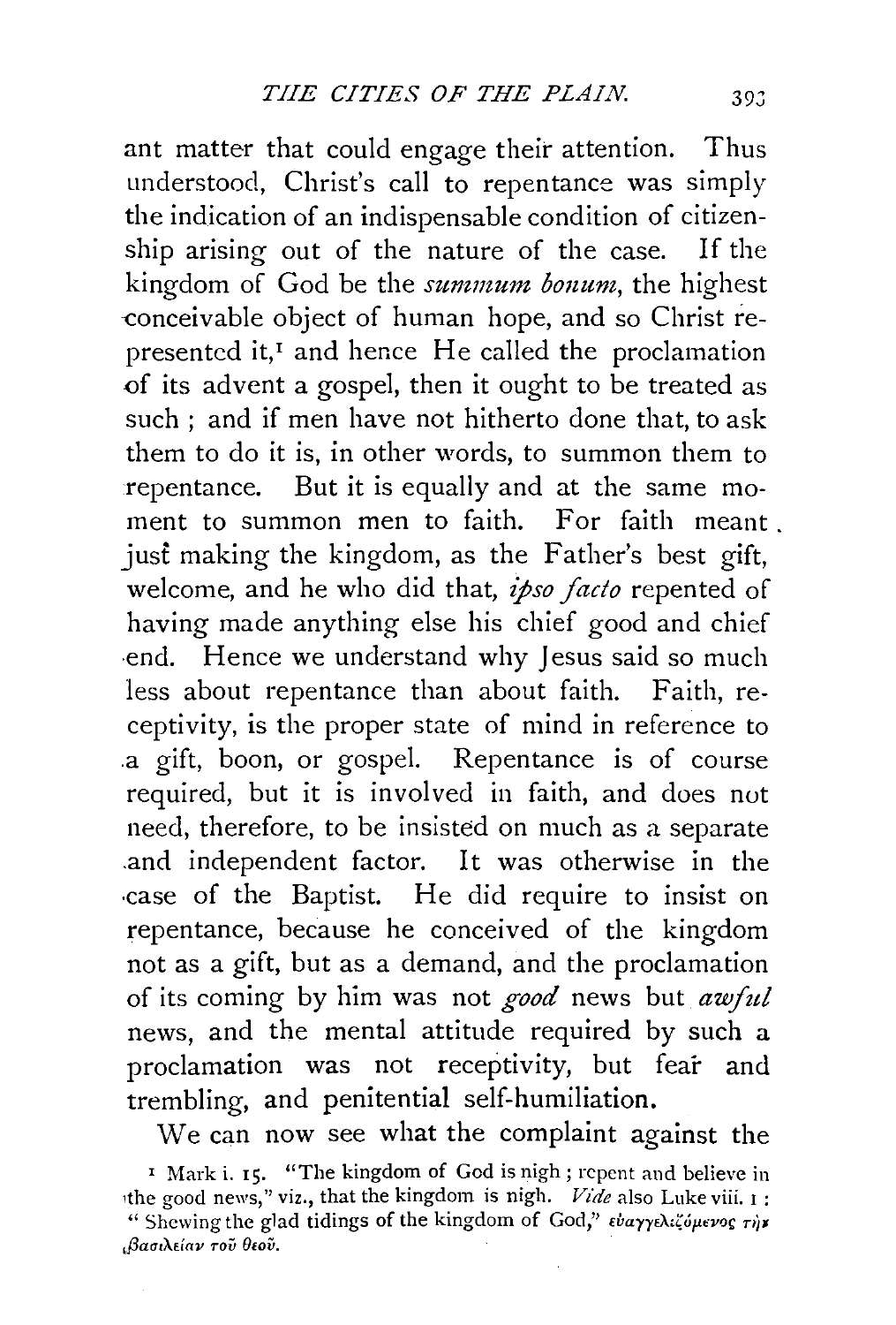ant matter that could engage their attention. Thus understood, Christ's call to repentance was simply the indication of an indispensable condition of citizenship arising out of the nature of the case. If the kingdom of God be the *summum bonum*, the highest conceivable object of human hope, and so Christ represented it,[1] and hence He called the proclamation of its advent a gospel, then it ought to be treated as such ; and if men have not hitherto done that, to ask them to do it is, in other words, to summon them to repentance. But it is equally and at the same moment to summon men to faith. For faith meant just making the kingdom, as the Father's best gift, welcome, and he who did that, *ipso facto* repented of having made anything else his chief good and chief end. Hence we understand why Jesus said so much less about repentance than about faith. Faith, receptivity, is the proper state of mind in reference to a gift, boon, or gospel. Repentance is of course required, but it is involved in faith, and does not need, therefore, to be insisted on much as a separate and independent factor. It was otherwise in the case of the Baptist. He did require to insist on repentance, because he conceived of the kingdom not as a gift, but as a demand, and the proclamation of its coming by him was not *good* news but *awful* news, and the mental attitude required by such a proclamation was not receptivity, but fear and trembling, and penitential self-humiliation.

We can now see what the complaint against the

[1] Mark i. 15. "The kingdom of God is nigh ; repent and believe in the good news," viz., that the kingdom is nigh. *Vide* also Luke viii. 1 : "Shewing the glad tidings of the kingdom of God," εὐαγγελιζόμενος τὴν βασιλείαν τοῦ θεοῦ.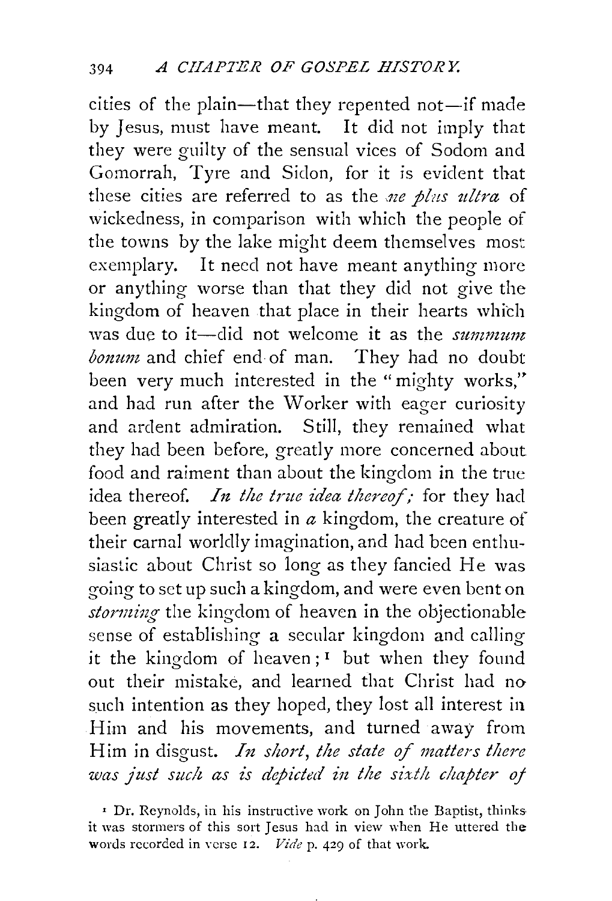cities of the plain—that they repented not—if made by Jesus, must have meant. It did not imply that they were guilty of the sensual vices of Sodom and Gomorrah, Tyre and Sidon, for it is evident that these cities are referred to as the *ne plus ultra* of wickedness, in comparison with which the people of the towns by the lake might deem themselves most exemplary. It need not have meant anything more or anything worse than that they did not give the kingdom of heaven that place in their hearts which was due to it—did not welcome it as the *summum bonum* and chief end of man. They had no doubt been very much interested in the "mighty works," and had run after the Worker with eager curiosity and ardent admiration. Still, they remained what they had been before, greatly more concerned about food and raiment than about the kingdom in the true idea thereof. *In the true idea thereof;* for they had been greatly interested in *a* kingdom, the creature of their carnal worldly imagination, and had been enthusiastic about Christ so long as they fancied He was going to set up such a kingdom, and were even bent on *storming* the kingdom of heaven in the objectionable sense of establishing a secular kingdom and calling it the kingdom of heaven;[1] but when they found out their mistake, and learned that Christ had no such intention as they hoped, they lost all interest in Him and his movements, and turned away from Him in disgust. *In short, the state of matters there was just such as is depicted in the sixth chapter of*

[1] Dr. Reynolds, in his instructive work on John the Baptist, thinks it was stormers of this sort Jesus had in view when He uttered the words recorded in verse 12. *Vide* p. 429 of that work.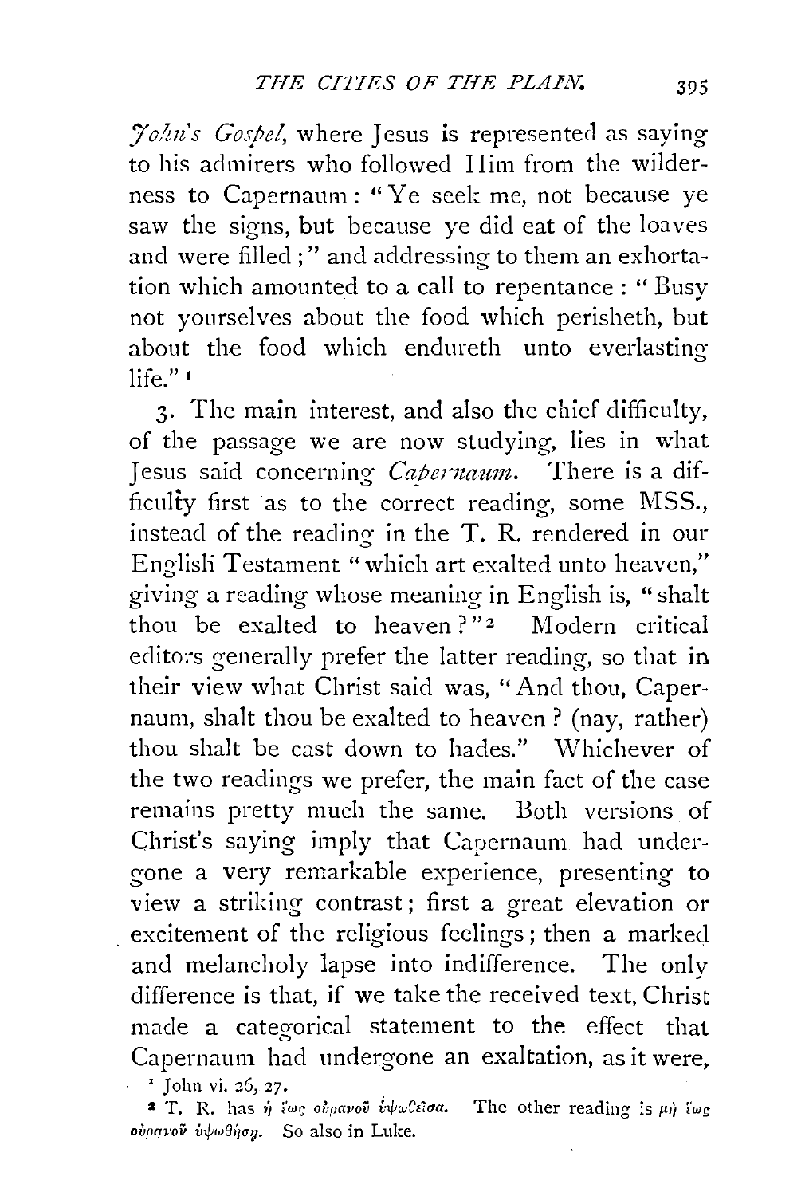*John's Gospel*, where Jesus is represented as saying to his admirers who followed Him from the wilderness to Capernaum: "Ye seek me, not because ye saw the signs, but because ye did eat of the loaves and were filled;" and addressing to them an exhortation which amounted to a call to repentance: "Busy not yourselves about the food which perisheth, but about the food which endureth unto everlasting life."[1]

3. The main interest, and also the chief difficulty, of the passage we are now studying, lies in what Jesus said concerning *Capernaum*. There is a difficulty first as to the correct reading, some MSS., instead of the reading in the T. R. rendered in our English Testament "which art exalted unto heaven," giving a reading whose meaning in English is, "shalt thou be exalted to heaven?"[2] Modern critical editors generally prefer the latter reading, so that in their view what Christ said was, "And thou, Capernaum, shalt thou be exalted to heaven? (nay, rather) thou shalt be cast down to hades." Whichever of the two readings we prefer, the main fact of the case remains pretty much the same. Both versions of Christ's saying imply that Capernaum had undergone a very remarkable experience, presenting to view a striking contrast; first a great elevation or excitement of the religious feelings; then a marked and melancholy lapse into indifference. The only difference is that, if we take the received text, Christ made a categorical statement to the effect that Capernaum had undergone an exaltation, as it were,

[1] John vi. 26, 27.

[2] T. R. has ἡ ἕως οὐρανοῦ ὑψωθεῖσα. The other reading is μὴ ἕως οὐρανοῦ ὑψωθήσῃ. So also in Luke.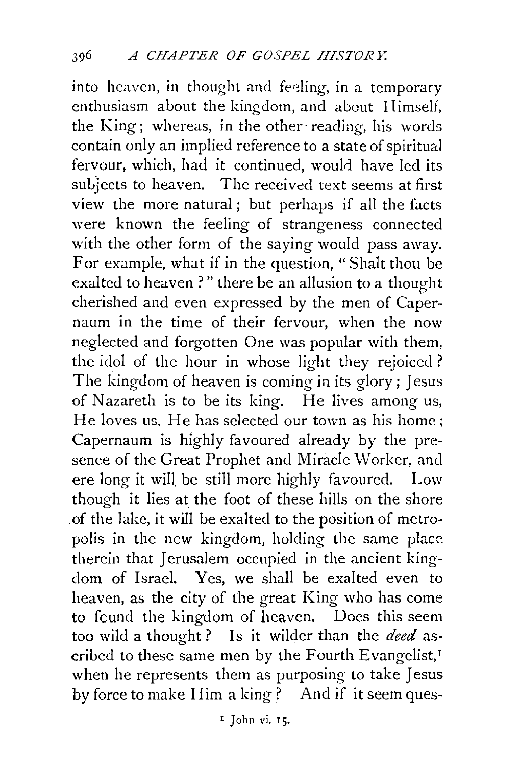into heaven, in thought and feeling, in a temporary enthusiasm about the kingdom, and about Himself, the King; whereas, in the other reading, his words contain only an implied reference to a state of spiritual fervour, which, had it continued, would have led its subjects to heaven. The received text seems at first view the more natural; but perhaps if all the facts were known the feeling of strangeness connected with the other form of the saying would pass away. For example, what if in the question, "Shalt thou be exalted to heaven?" there be an allusion to a thought cherished and even expressed by the men of Capernaum in the time of their fervour, when the now neglected and forgotten One was popular with them, the idol of the hour in whose light they rejoiced? The kingdom of heaven is coming in its glory; Jesus of Nazareth is to be its king. He lives among us, He loves us, He has selected our town as his home; Capernaum is highly favoured already by the presence of the Great Prophet and Miracle Worker, and ere long it will be still more highly favoured. Low though it lies at the foot of these hills on the shore of the lake, it will be exalted to the position of metropolis in the new kingdom, holding the same place therein that Jerusalem occupied in the ancient kingdom of Israel. Yes, we shall be exalted even to heaven, as the city of the great King who has come to found the kingdom of heaven. Does this seem too wild a thought? Is it wilder than the *deed* ascribed to these same men by the Fourth Evangelist,[1] when he represents them as purposing to take Jesus by force to make Him a king? And if it seem ques-

[1] John vi. 15.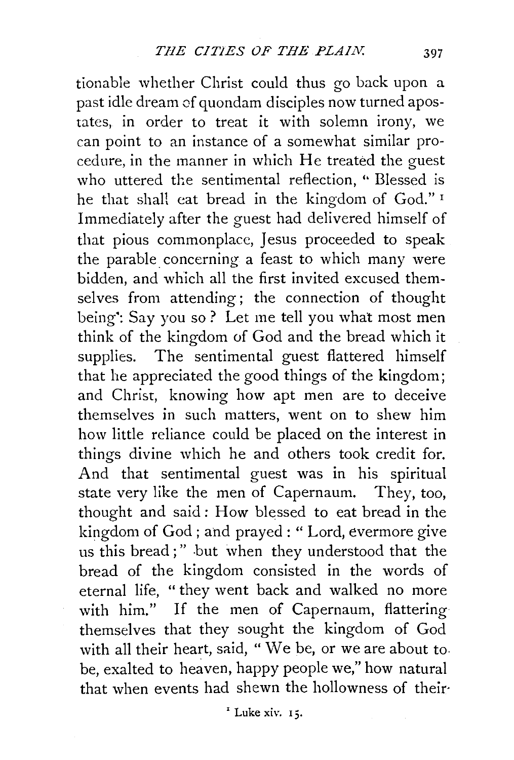tionable whether Christ could thus go back upon a past idle dream of quondam disciples now turned apostates, in order to treat it with solemn irony, we can point to an instance of a somewhat similar procedure, in the manner in which He treated the guest who uttered the sentimental reflection, "Blessed is he that shall eat bread in the kingdom of God." [1] Immediately after the guest had delivered himself of that pious commonplace, Jesus proceeded to speak the parable concerning a feast to which many were bidden, and which all the first invited excused themselves from attending; the connection of thought being: Say you so? Let me tell you what most men think of the kingdom of God and the bread which it supplies. The sentimental guest flattered himself that he appreciated the good things of the kingdom; and Christ, knowing how apt men are to deceive themselves in such matters, went on to shew him how little reliance could be placed on the interest in things divine which he and others took credit for. And that sentimental guest was in his spiritual state very like the men of Capernaum. They, too, thought and said: How blessed to eat bread in the kingdom of God; and prayed: "Lord, evermore give us this bread;" but when they understood that the bread of the kingdom consisted in the words of eternal life, "they went back and walked no more with him." If the men of Capernaum, flattering themselves that they sought the kingdom of God with all their heart, said, "We be, or we are about to be, exalted to heaven, happy people we," how natural that when events had shewn the hollowness of their

[1] Luke xiv. 15.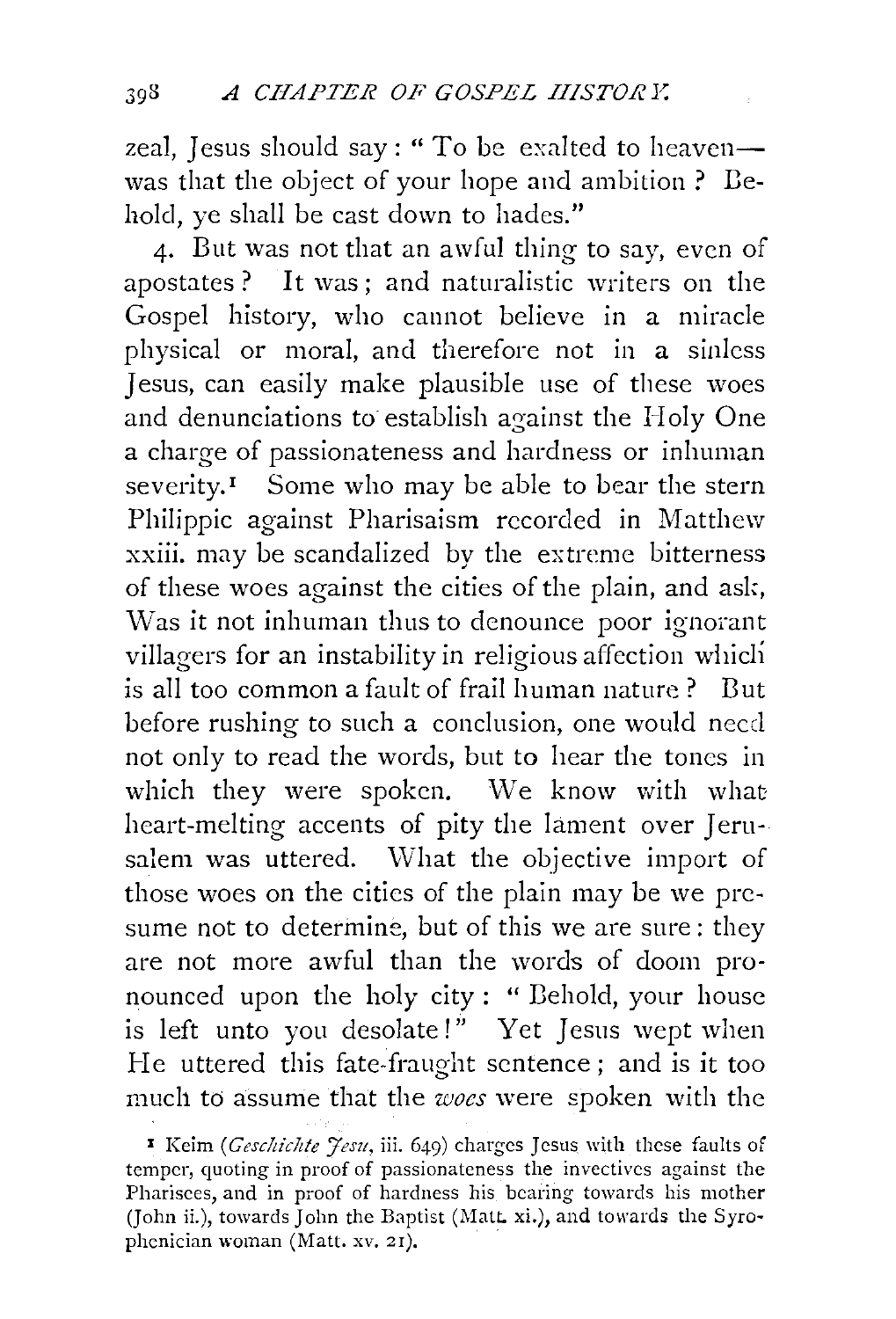zeal, Jesus should say: "To be exalted to heaven—was that the object of your hope and ambition? Behold, ye shall be cast down to hades."

4. But was not that an awful thing to say, even of apostates? It was; and naturalistic writers on the Gospel history, who cannot believe in a miracle physical or moral, and therefore not in a sinless Jesus, can easily make plausible use of these woes and denunciations to establish against the Holy One a charge of passionateness and hardness or inhuman severity.[1] Some who may be able to bear the stern Philippic against Pharisaism recorded in Matthew xxiii. may be scandalized by the extreme bitterness of these woes against the cities of the plain, and ask, Was it not inhuman thus to denounce poor ignorant villagers for an instability in religious affection which is all too common a fault of frail human nature? But before rushing to such a conclusion, one would need not only to read the words, but to hear the tones in which they were spoken. We know with what heart-melting accents of pity the lament over Jerusalem was uttered. What the objective import of those woes on the cities of the plain may be we presume not to determine, but of this we are sure: they are not more awful than the words of doom pronounced upon the holy city: "Behold, your house is left unto you desolate!" Yet Jesus wept when He uttered this fate-fraught sentence; and is it too much to assume that the *woes* were spoken with the

[1] Keim (*Geschichte Jesu*, iii. 649) charges Jesus with these faults of temper, quoting in proof of passionateness the invectives against the Pharisees, and in proof of hardness his bearing towards his mother (John ii.), towards John the Baptist (Matt. xi.), and towards the Syrophenician woman (Matt. xv. 21).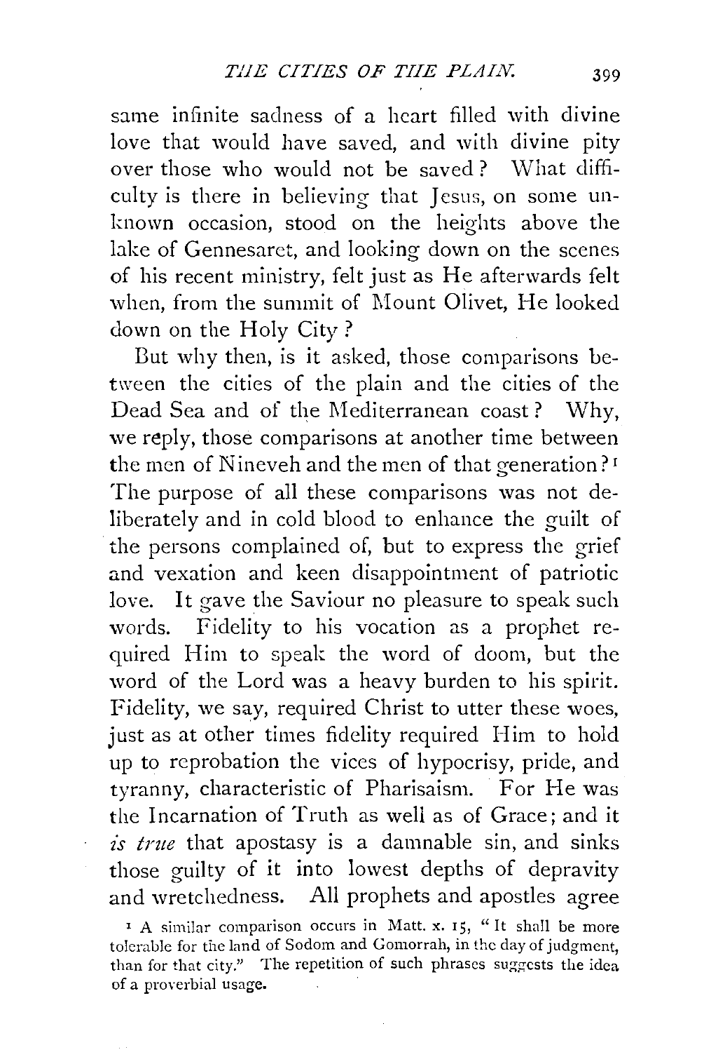same infinite sadness of a heart filled with divine love that would have saved, and with divine pity over those who would not be saved? What difficulty is there in believing that Jesus, on some unknown occasion, stood on the heights above the lake of Gennesaret, and looking down on the scenes of his recent ministry, felt just as He afterwards felt when, from the summit of Mount Olivet, He looked down on the Holy City?

But why then, is it asked, those comparisons between the cities of the plain and the cities of the Dead Sea and of the Mediterranean coast? Why, we reply, those comparisons at another time between the men of Nineveh and the men of that generation?[1] The purpose of all these comparisons was not deliberately and in cold blood to enhance the guilt of the persons complained of, but to express the grief and vexation and keen disappointment of patriotic love. It gave the Saviour no pleasure to speak such words. Fidelity to his vocation as a prophet required Him to speak the word of doom, but the word of the Lord was a heavy burden to his spirit. Fidelity, we say, required Christ to utter these woes, just as at other times fidelity required Him to hold up to reprobation the vices of hypocrisy, pride, and tyranny, characteristic of Pharisaism. For He was the Incarnation of Truth as well as of Grace; and it *is true* that apostasy is a damnable sin, and sinks those guilty of it into lowest depths of depravity and wretchedness. All prophets and apostles agree

[1] A similar comparison occurs in Matt. x. 15, "It shall be more tolerable for the land of Sodom and Gomorrah, in the day of judgment, than for that city." The repetition of such phrases suggests the idea of a proverbial usage.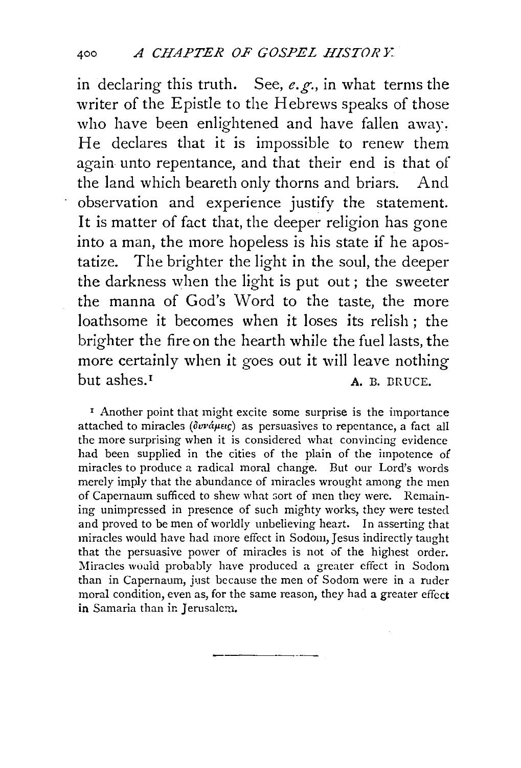in declaring this truth. See, *e.g.*, in what terms the writer of the Epistle to the Hebrews speaks of those who have been enlightened and have fallen away. He declares that it is impossible to renew them again unto repentance, and that their end is that of the land which beareth only thorns and briars. And observation and experience justify the statement. It is matter of fact that, the deeper religion has gone into a man, the more hopeless is his state if he apostatize. The brighter the light in the soul, the deeper the darkness when the light is put out; the sweeter the manna of God's Word to the taste, the more loathsome it becomes when it loses its relish; the brighter the fire on the hearth while the fuel lasts, the more certainly when it goes out it will leave nothing but ashes.[1]

A. B. BRUCE.

[1] Another point that might excite some surprise is the importance attached to miracles (δυνάμεις) as persuasives to repentance, a fact all the more surprising when it is considered what convincing evidence had been supplied in the cities of the plain of the impotence of miracles to produce a radical moral change. But our Lord's words merely imply that the abundance of miracles wrought among the men of Capernaum sufficed to shew what sort of men they were. Remaining unimpressed in presence of such mighty works, they were tested and proved to be men of worldly unbelieving heart. In asserting that miracles would have had more effect in Sodom, Jesus indirectly taught that the persuasive power of miracles is not of the highest order. Miracles would probably have produced a greater effect in Sodom than in Capernaum, just because the men of Sodom were in a ruder moral condition, even as, for the same reason, they had a greater effect in Samaria than in Jerusalem.